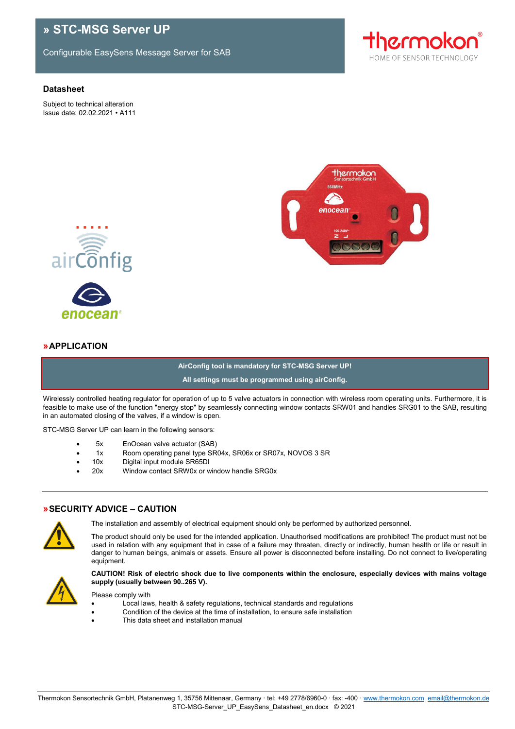# » STC-MSG Server UP

Configurable EasySens Message Server for SAB

## Datasheet

Subject to technical alteration
Issue date: 02.02.2021 • A111

## » APPLICATION

**AirConfig tool is mandatory for STC-MSG Server UP!**

**All settings must be programmed using airConfig.**

Wirelessly controlled heating regulator for operation of up to 5 valve actuators in connection with wireless room operating units. Furthermore, it is feasible to make use of the function "energy stop" by seamlessly connecting window contacts SRW01 and handles SRG01 to the SAB, resulting in an automated closing of the valves, if a window is open.

STC-MSG Server UP can learn in the following sensors:

- 5x EnOcean valve actuator (SAB)
- 1x Room operating panel type SR04x, SR06x or SR07x, NOVOS 3 SR
- 10x Digital input module SR65DI
- 20x Window contact SRW0x or window handle SRG0x

## » SECURITY ADVICE – CAUTION

The installation and assembly of electrical equipment should only be performed by authorized personnel.

The product should only be used for the intended application. Unauthorised modifications are prohibited! The product must not be used in relation with any equipment that in case of a failure may threaten, directly or indirectly, human health or life or result in danger to human beings, animals or assets. Ensure all power is disconnected before installing. Do not connect to live/operating equipment.

**CAUTION! Risk of electric shock due to live components within the enclosure, especially devices with mains voltage supply (usually between 90..265 V).**

Please comply with

- Local laws, health & safety regulations, technical standards and regulations
- Condition of the device at the time of installation, to ensure safe installation
- This data sheet and installation manual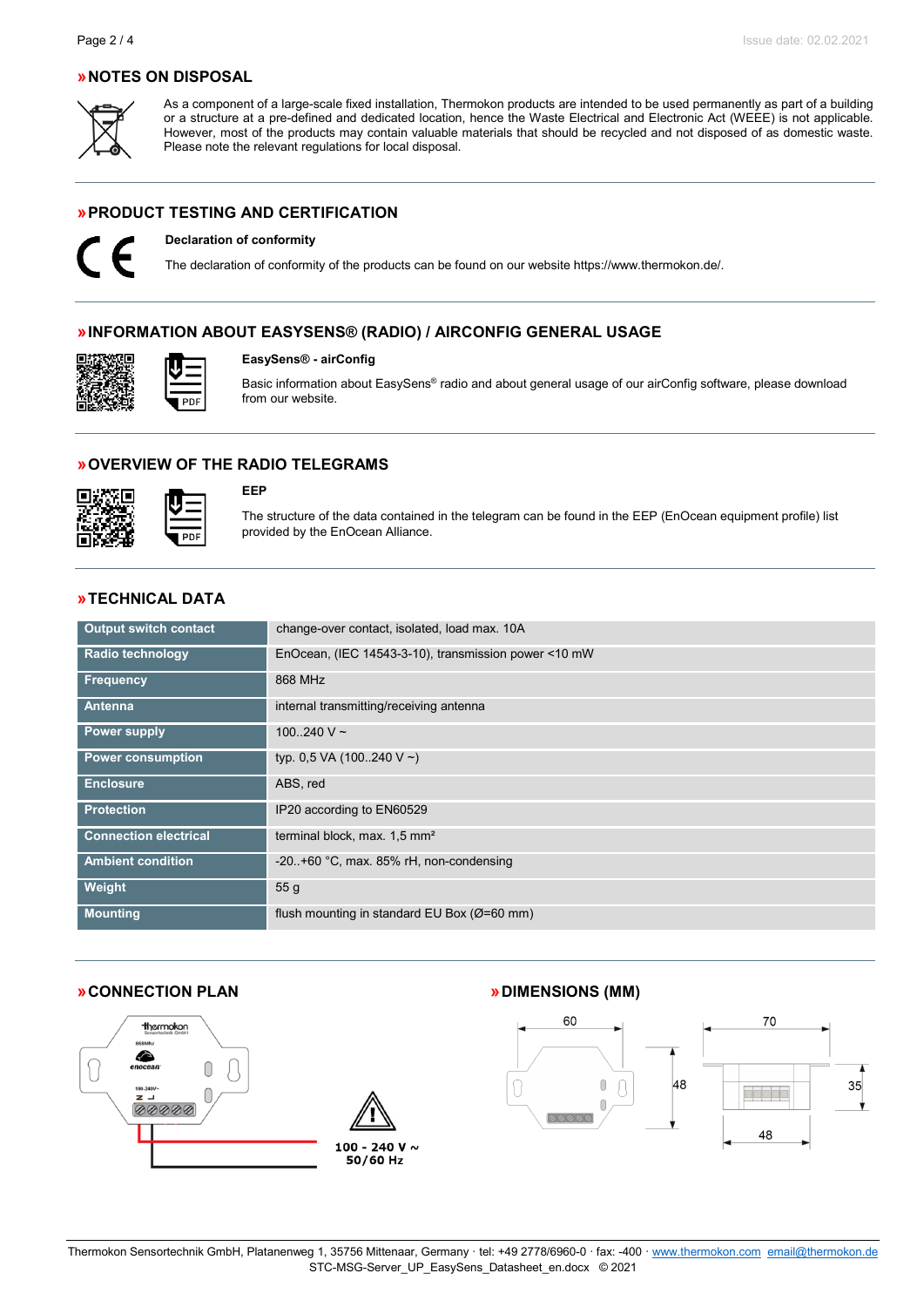## »NOTES ON DISPOSAL

As a component of a large-scale fixed installation, Thermokon products are intended to be used permanently as part of a building or a structure at a pre-defined and dedicated location, hence the Waste Electrical and Electronic Act (WEEE) is not applicable. However, most of the products may contain valuable materials that should be recycled and not disposed of as domestic waste. Please note the relevant regulations for local disposal.

## »PRODUCT TESTING AND CERTIFICATION

**Declaration of conformity**

The declaration of conformity of the products can be found on our website https://www.thermokon.de/.

## »INFORMATION ABOUT EASYSENS® (RADIO) / AIRCONFIG GENERAL USAGE

**EasySens® - airConfig**

Basic information about EasySens® radio and about general usage of our airConfig software, please download from our website.

## »OVERVIEW OF THE RADIO TELEGRAMS

**EEP**

The structure of the data contained in the telegram can be found in the EEP (EnOcean equipment profile) list provided by the EnOcean Alliance.

## »TECHNICAL DATA

| | |
|---|---|
| **Output switch contact** | change-over contact, isolated, load max. 10A |
| **Radio technology** | EnOcean, (IEC 14543-3-10), transmission power <10 mW |
| **Frequency** | 868 MHz |
| **Antenna** | internal transmitting/receiving antenna |
| **Power supply** | 100..240 V ~ |
| **Power consumption** | typ. 0,5 VA (100..240 V ~) |
| **Enclosure** | ABS, red |
| **Protection** | IP20 according to EN60529 |
| **Connection electrical** | terminal block, max. 1,5 mm² |
| **Ambient condition** | -20..+60 °C, max. 85% rH, non-condensing |
| **Weight** | 55 g |
| **Mounting** | flush mounting in standard EU Box (Ø=60 mm) |

## »CONNECTION PLAN

100 - 240 V ~
50/60 Hz

## »DIMENSIONS (MM)

60 · 48 · 70 · 35 · 48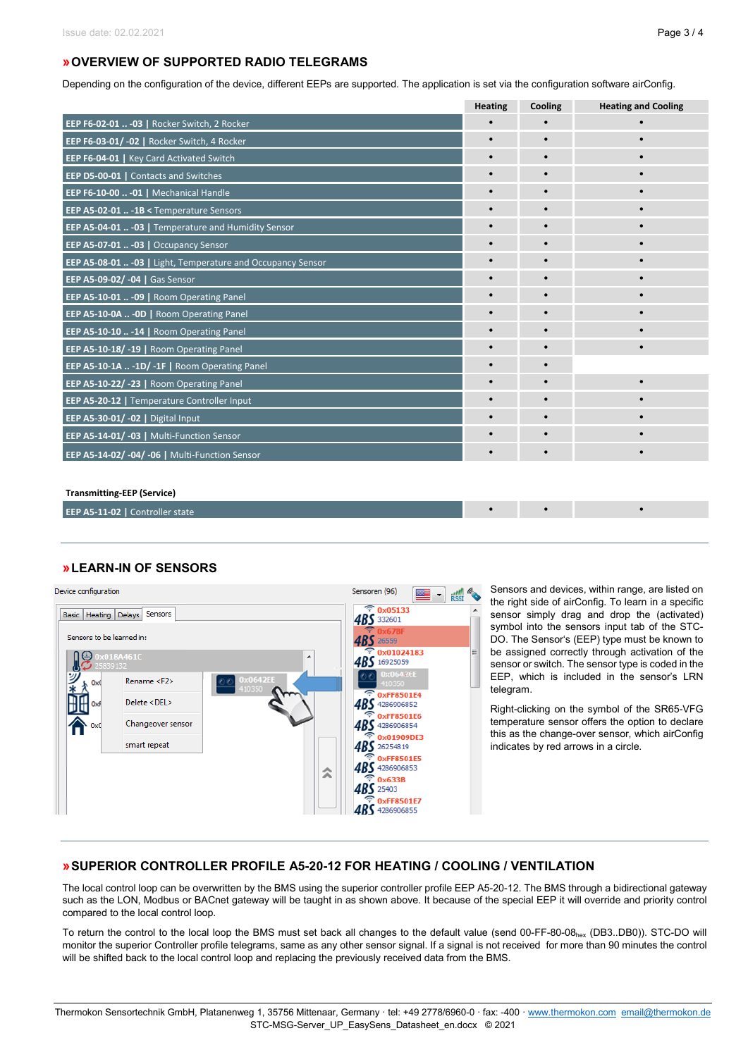## » OVERVIEW OF SUPPORTED RADIO TELEGRAMS

Depending on the configuration of the device, different EEPs are supported. The application is set via the configuration software airConfig.

| | Heating | Cooling | Heating and Cooling |
|---|---|---|---|
| **EEP F6-02-01 .. -03** \| Rocker Switch, 2 Rocker | • | • | • |
| **EEP F6-03-01/ -02** \| Rocker Switch, 4 Rocker | • | • | • |
| **EEP F6-04-01** \| Key Card Activated Switch | • | • | • |
| **EEP D5-00-01** \| Contacts and Switches | • | • | • |
| **EEP F6-10-00 .. -01** \| Mechanical Handle | • | • | • |
| **EEP A5-02-01 .. -1B** < Temperature Sensors | • | • | • |
| **EEP A5-04-01 .. -03** \| Temperature and Humidity Sensor | • | • | • |
| **EEP A5-07-01 .. -03** \| Occupancy Sensor | • | • | • |
| **EEP A5-08-01 .. -03** \| Light, Temperature and Occupancy Sensor | • | • | • |
| **EEP A5-09-02/ -04** \| Gas Sensor | • | • | • |
| **EEP A5-10-01 .. -09** \| Room Operating Panel | • | • | • |
| **EEP A5-10-0A .. -0D** \| Room Operating Panel | • | • | • |
| **EEP A5-10-10 .. -14** \| Room Operating Panel | • | • | • |
| **EEP A5-10-18/ -19** \| Room Operating Panel | • | • | • |
| **EEP A5-10-1A .. -1D/ -1F** \| Room Operating Panel | • | • | |
| **EEP A5-10-22/ -23** \| Room Operating Panel | • | • | • |
| **EEP A5-20-12** \| Temperature Controller Input | • | • | • |
| **EEP A5-30-01/ -02** \| Digital Input | • | • | • |
| **EEP A5-14-01/ -03** \| Multi-Function Sensor | • | • | • |
| **EEP A5-14-02/ -04/ -06** \| Multi-Function Sensor | • | • | • |
| **Transmitting-EEP (Service)** | | | |
| **EEP A5-11-02** \| Controller state | • | • | • |

## » LEARN-IN OF SENSORS

Sensors and devices, within range, are listed on the right side of airConfig. To learn in a specific sensor simply drag and drop the (activated) symbol into the sensors input tab of the STC-DO. The Sensor's (EEP) type must be known to be assigned correctly through activation of the sensor or switch. The sensor type is coded in the EEP, which is included in the sensor's LRN telegram.

Right-clicking on the symbol of the SR65-VFG temperature sensor offers the option to declare this as the change-over sensor, which airConfig indicates by red arrows in a circle.

## » SUPERIOR CONTROLLER PROFILE A5-20-12 FOR HEATING / COOLING / VENTILATION

The local control loop can be overwritten by the BMS using the superior controller profile EEP A5-20-12. The BMS through a bidirectional gateway such as the LON, Modbus or BACnet gateway will be taught in as shown above. It because of the special EEP it will override and priority control compared to the local control loop.

To return the control to the local loop the BMS must set back all changes to the default value (send 00-FF-80-08$_{hex}$ (DB3..DB0)). STC-DO will monitor the superior Controller profile telegrams, same as any other sensor signal. If a signal is not received for more than 90 minutes the control will be shifted back to the local control loop and replacing the previously received data from the BMS.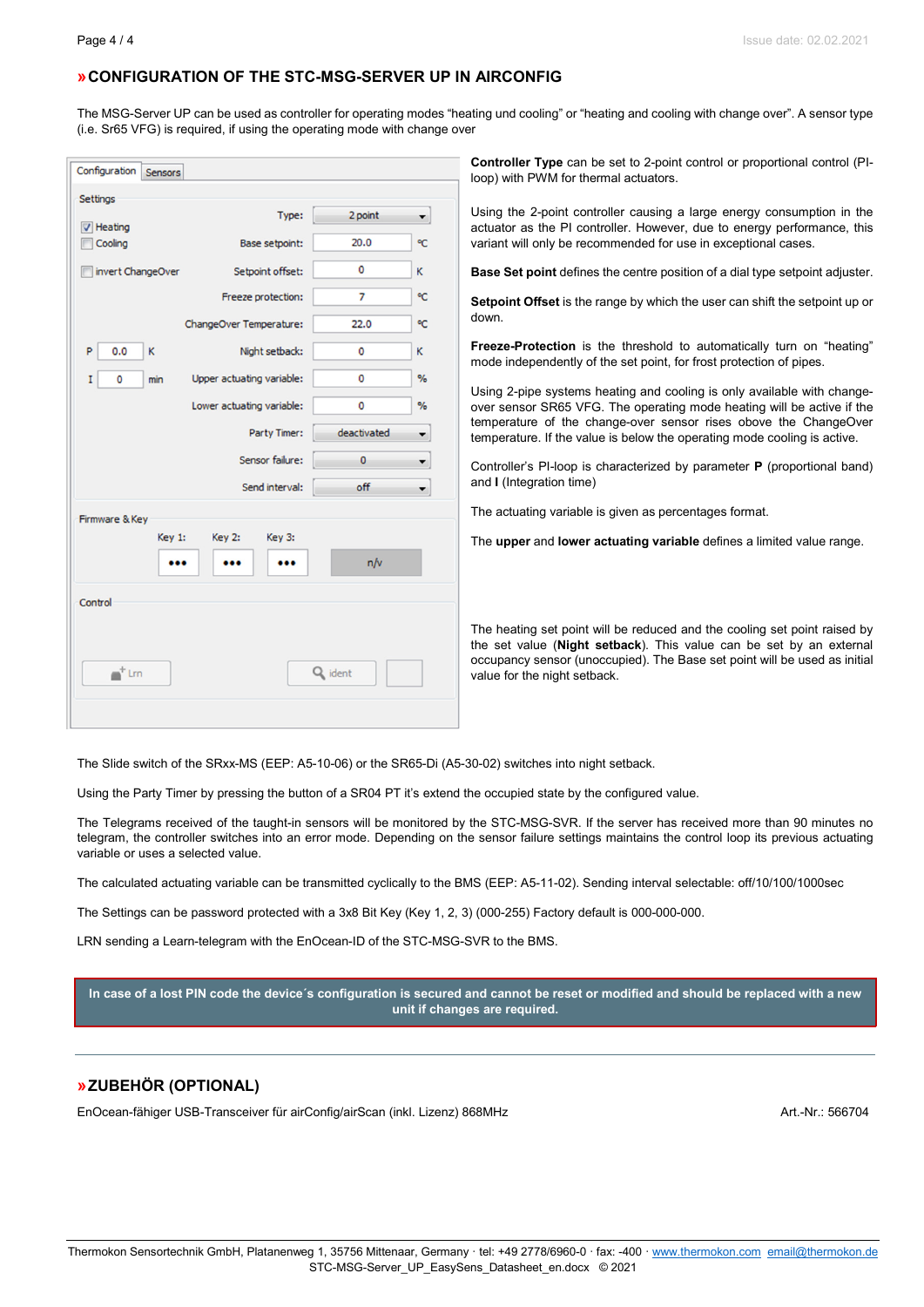## » CONFIGURATION OF THE STC-MSG-SERVER UP IN AIRCONFIG

The MSG-Server UP can be used as controller for operating modes "heating und cooling" or "heating and cooling with change over". A sensor type (i.e. Sr65 VFG) is required, if using the operating mode with change over

Configuration | Sensors

Settings

- [x] Heating
- [ ] Cooling
- [ ] invert ChangeOver

Type: 2 point
Base setpoint: 20.0 °C
Setpoint offset: 0 K
Freeze protection: 7 °C
ChangeOver Temperature: 22.0 °C
P 0.0 K
Night setback: 0 K
I 0 min
Upper actuating variable: 0 %
Lower actuating variable: 0 %
Party Timer: deactivated
Sensor failure: 0
Send interval: off

Firmware & Key

Key 1: ••• Key 2: ••• Key 3: ••• n/v

Control

Lrn ident

**Controller Type** can be set to 2-point control or proportional control (PI-loop) with PWM for thermal actuators.

Using the 2-point controller causing a large energy consumption in the actuator as the PI controller. However, due to energy performance, this variant will only be recommended for use in exceptional cases.

**Base Set point** defines the centre position of a dial type setpoint adjuster.

**Setpoint Offset** is the range by which the user can shift the setpoint up or down.

**Freeze-Protection** is the threshold to automatically turn on "heating" mode independently of the set point, for frost protection of pipes.

Using 2-pipe systems heating and cooling is only available with change-over sensor SR65 VFG. The operating mode heating will be active if the temperature of the change-over sensor rises obove the ChangeOver temperature. If the value is below the operating mode cooling is active.

Controller's PI-loop is characterized by parameter **P** (proportional band) and **I** (Integration time)

The actuating variable is given as percentages format.

The **upper** and **lower actuating variable** defines a limited value range.

The heating set point will be reduced and the cooling set point raised by the set value (**Night setback**). This value can be set by an external occupancy sensor (unoccupied). The Base set point will be used as initial value for the night setback.

The Slide switch of the SRxx-MS (EEP: A5-10-06) or the SR65-Di (A5-30-02) switches into night setback.

Using the Party Timer by pressing the button of a SR04 PT it's extend the occupied state by the configured value.

The Telegrams received of the taught-in sensors will be monitored by the STC-MSG-SVR. If the server has received more than 90 minutes no telegram, the controller switches into an error mode. Depending on the sensor failure settings maintains the control loop its previous actuating variable or uses a selected value.

The calculated actuating variable can be transmitted cyclically to the BMS (EEP: A5-11-02). Sending interval selectable: off/10/100/1000sec

The Settings can be password protected with a 3x8 Bit Key (Key 1, 2, 3) (000-255) Factory default is 000-000-000.

LRN sending a Learn-telegram with the EnOcean-ID of the STC-MSG-SVR to the BMS.

**In case of a lost PIN code the device´s configuration is secured and cannot be reset or modified and should be replaced with a new unit if changes are required.**

## » ZUBEHÖR (OPTIONAL)

EnOcean-fähiger USB-Transceiver für airConfig/airScan (inkl. Lizenz) 868MHz — Art.-Nr.: 566704